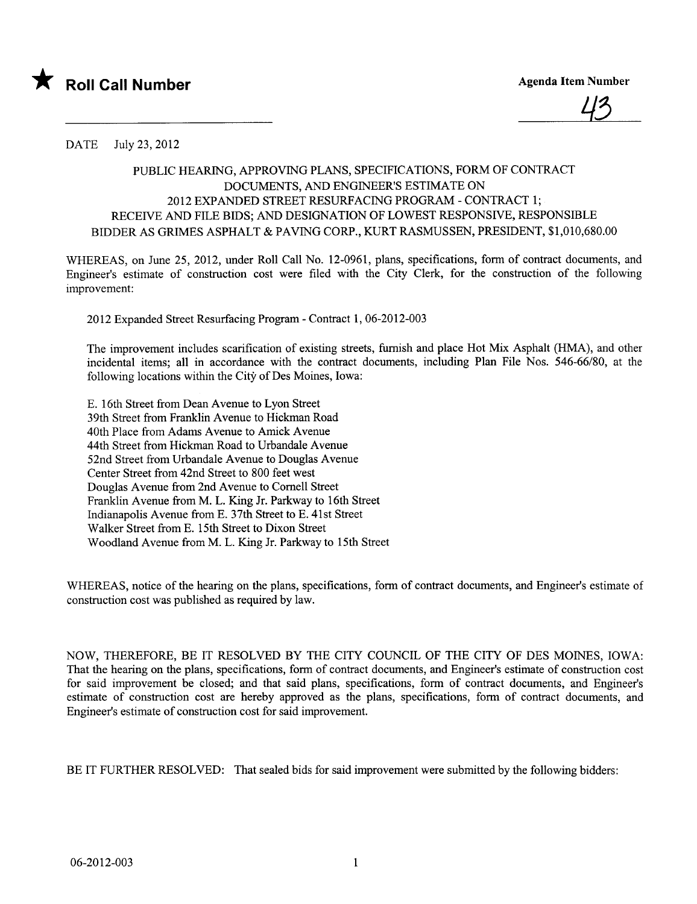★ **Roll Call Number**

**Agenda Item Number**

43

DATE July 23, 2012

PUBLIC HEARING, APPROVING PLANS, SPECIFICATIONS, FORM OF CONTRACT DOCUMENTS, AND ENGINEER'S ESTIMATE ON 2012 EXPANDED STREET RESURFACING PROGRAM - CONTRACT 1; RECEIVE AND FILE BIDS; AND DESIGNATION OF LOWEST RESPONSIVE, RESPONSIBLE BIDDER AS GRIMES ASPHALT & PAVING CORP., KURT RASMUSSEN, PRESIDENT, $1,010,680.00

WHEREAS, on June 25, 2012, under Roll Call No. 12-0961, plans, specifications, form of contract documents, and Engineer's estimate of construction cost were filed with the City Clerk, for the construction of the following improvement:

2012 Expanded Street Resurfacing Program - Contract 1, 06-2012-003

The improvement includes scarification of existing streets, furnish and place Hot Mix Asphalt (HMA), and other incidental items; all in accordance with the contract documents, including Plan File Nos. 546-66/80, at the following locations within the City of Des Moines, Iowa:

E. 16th Street from Dean Avenue to Lyon Street
39th Street from Franklin Avenue to Hickman Road
40th Place from Adams Avenue to Amick Avenue
44th Street from Hickman Road to Urbandale Avenue
52nd Street from Urbandale Avenue to Douglas Avenue
Center Street from 42nd Street to 800 feet west
Douglas Avenue from 2nd Avenue to Cornell Street
Franklin Avenue from M. L. King Jr. Parkway to 16th Street
Indianapolis Avenue from E. 37th Street to E. 41st Street
Walker Street from E. 15th Street to Dixon Street
Woodland Avenue from M. L. King Jr. Parkway to 15th Street

WHEREAS, notice of the hearing on the plans, specifications, form of contract documents, and Engineer's estimate of construction cost was published as required by law.

NOW, THEREFORE, BE IT RESOLVED BY THE CITY COUNCIL OF THE CITY OF DES MOINES, IOWA: That the hearing on the plans, specifications, form of contract documents, and Engineer's estimate of construction cost for said improvement be closed; and that said plans, specifications, form of contract documents, and Engineer's estimate of construction cost are hereby approved as the plans, specifications, form of contract documents, and Engineer's estimate of construction cost for said improvement.

BE IT FURTHER RESOLVED: That sealed bids for said improvement were submitted by the following bidders:

06-2012-003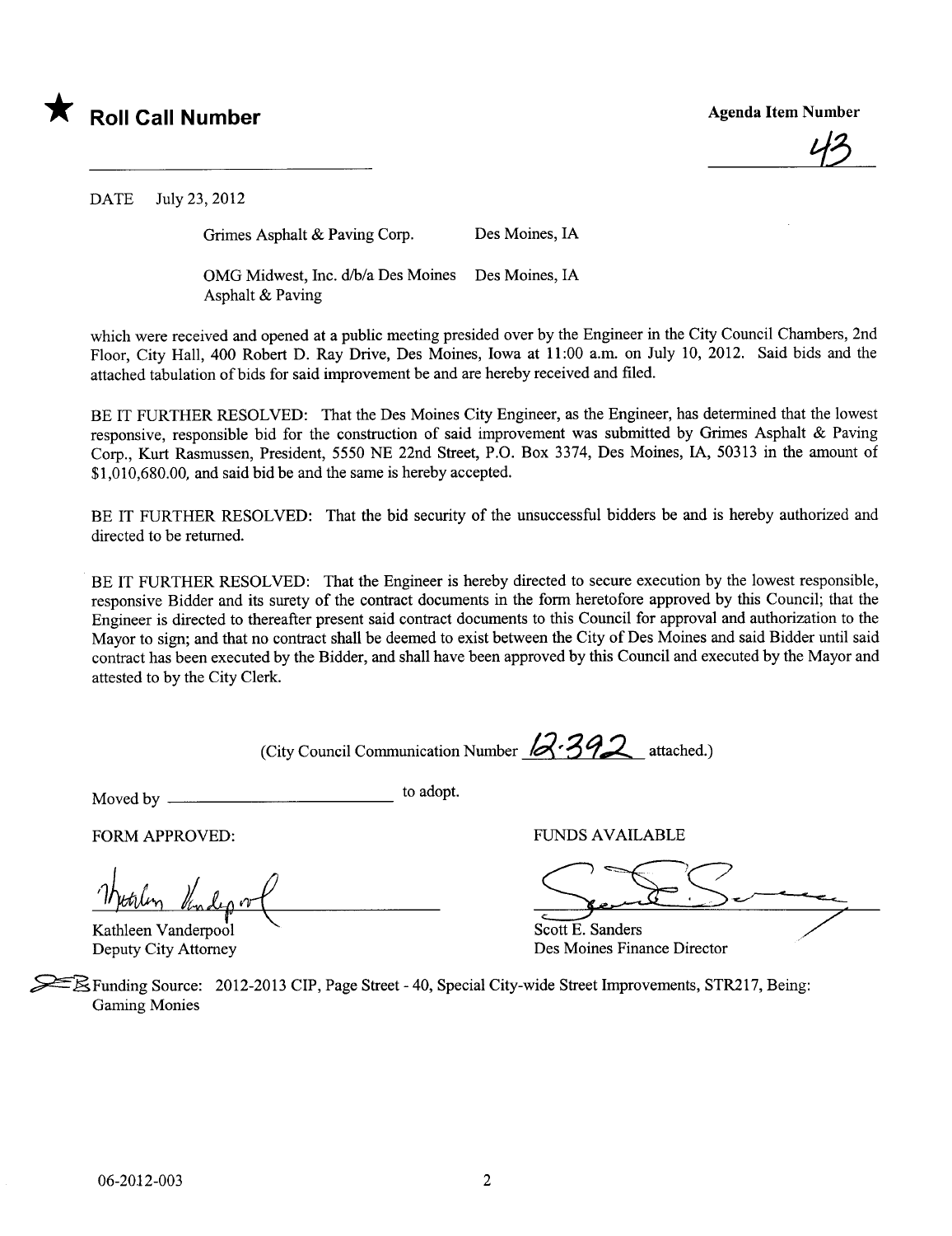★ **Roll Call Number**

**Agenda Item Number**

43

DATE July 23, 2012

Grimes Asphalt & Paving Corp. Des Moines, IA

OMG Midwest, Inc. d/b/a Des Moines Asphalt & Paving Des Moines, IA

which were received and opened at a public meeting presided over by the Engineer in the City Council Chambers, 2nd Floor, City Hall, 400 Robert D. Ray Drive, Des Moines, Iowa at 11:00 a.m. on July 10, 2012. Said bids and the attached tabulation of bids for said improvement be and are hereby received and filed.

BE IT FURTHER RESOLVED: That the Des Moines City Engineer, as the Engineer, has determined that the lowest responsive, responsible bid for the construction of said improvement was submitted by Grimes Asphalt & Paving Corp., Kurt Rasmussen, President, 5550 NE 22nd Street, P.O. Box 3374, Des Moines, IA, 50313 in the amount of $1,010,680.00, and said bid be and the same is hereby accepted.

BE IT FURTHER RESOLVED: That the bid security of the unsuccessful bidders be and is hereby authorized and directed to be returned.

BE IT FURTHER RESOLVED: That the Engineer is hereby directed to secure execution by the lowest responsible, responsive Bidder and its surety of the contract documents in the form heretofore approved by this Council; that the Engineer is directed to thereafter present said contract documents to this Council for approval and authorization to the Mayor to sign; and that no contract shall be deemed to exist between the City of Des Moines and said Bidder until said contract has been executed by the Bidder, and shall have been approved by this Council and executed by the Mayor and attested to by the City Clerk.

(City Council Communication Number 12-392 attached.)

Moved by ______________________ to adopt.

FORM APPROVED:

Kathleen Vanderpool
Deputy City Attorney

FUNDS AVAILABLE

Scott E. Sanders
Des Moines Finance Director

Funding Source: 2012-2013 CIP, Page Street - 40, Special City-wide Street Improvements, STR217, Being: Gaming Monies

06-2012-003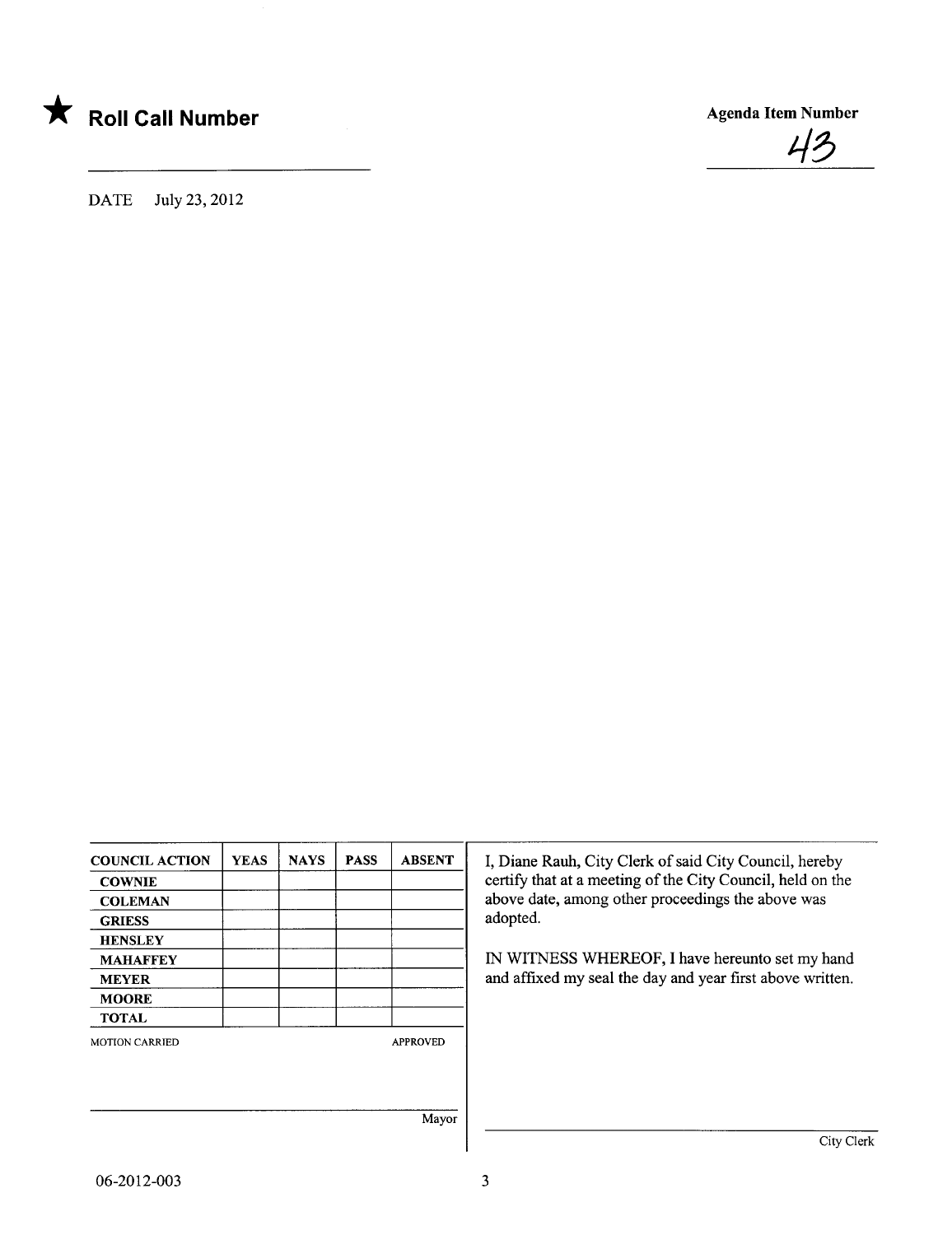★ **Roll Call Number**

**Agenda Item Number**

43

DATE July 23, 2012

| COUNCIL ACTION | YEAS | NAYS | PASS | ABSENT |
|---|---|---|---|---|
| COWNIE | | | | |
| COLEMAN | | | | |
| GRIESS | | | | |
| HENSLEY | | | | |
| MAHAFFEY | | | | |
| MEYER | | | | |
| MOORE | | | | |
| TOTAL | | | | |

MOTION CARRIED APPROVED

Mayor

I, Diane Rauh, City Clerk of said City Council, hereby certify that at a meeting of the City Council, held on the above date, among other proceedings the above was adopted.

IN WITNESS WHEREOF, I have hereunto set my hand and affixed my seal the day and year first above written.

City Clerk

06-2012-003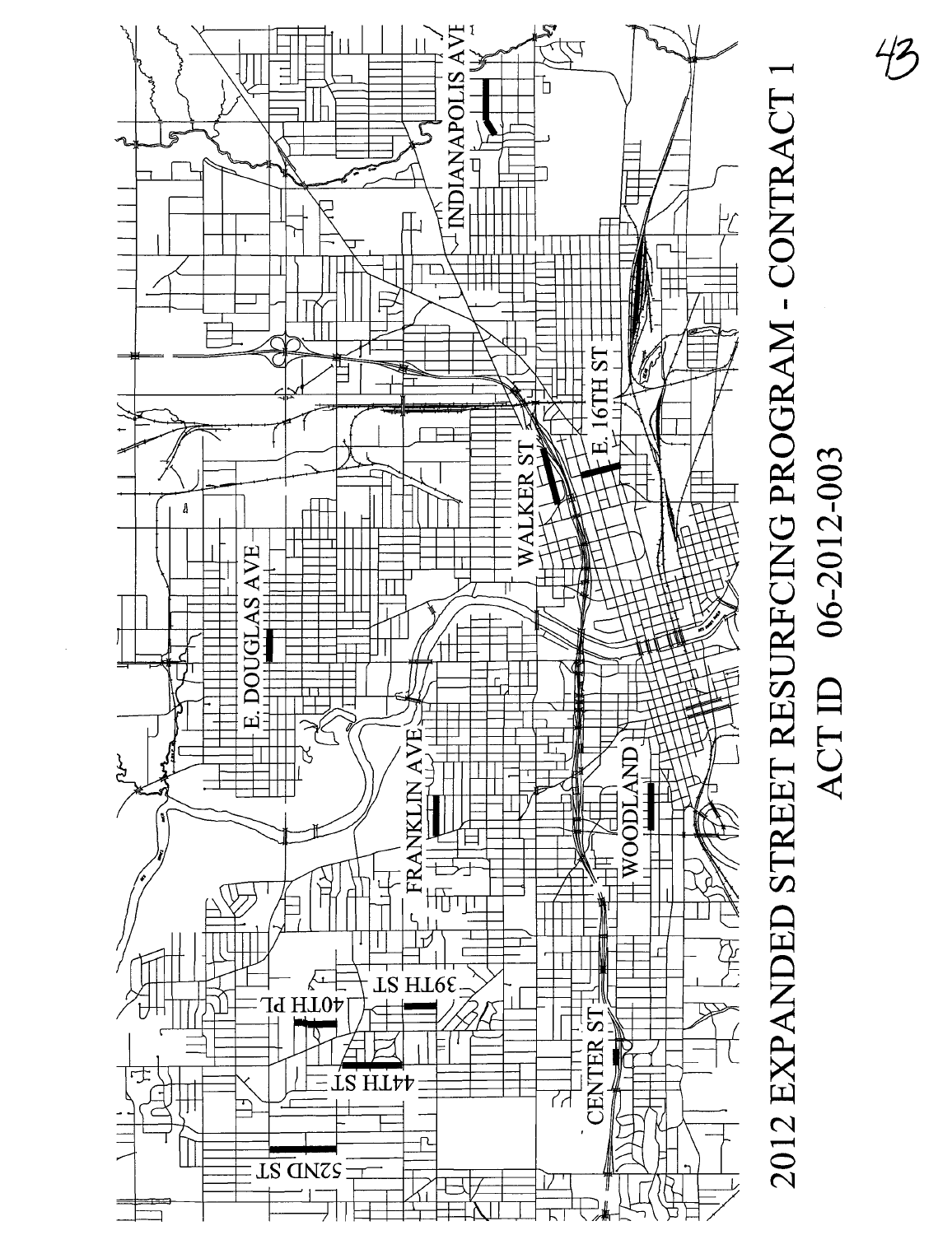# 2012 EXPANDED STREET RESURFCING PROGRAM - CONTRACT 1

## ACT ID 06-2012-003

INDIANAPOLIS AVE

E. 16TH ST

WALKER ST

E. DOUGLAS AVE

FRANKLIN AVE

WOODLAND

CENTER ST

40TH PL

39TH ST

44TH ST

52ND ST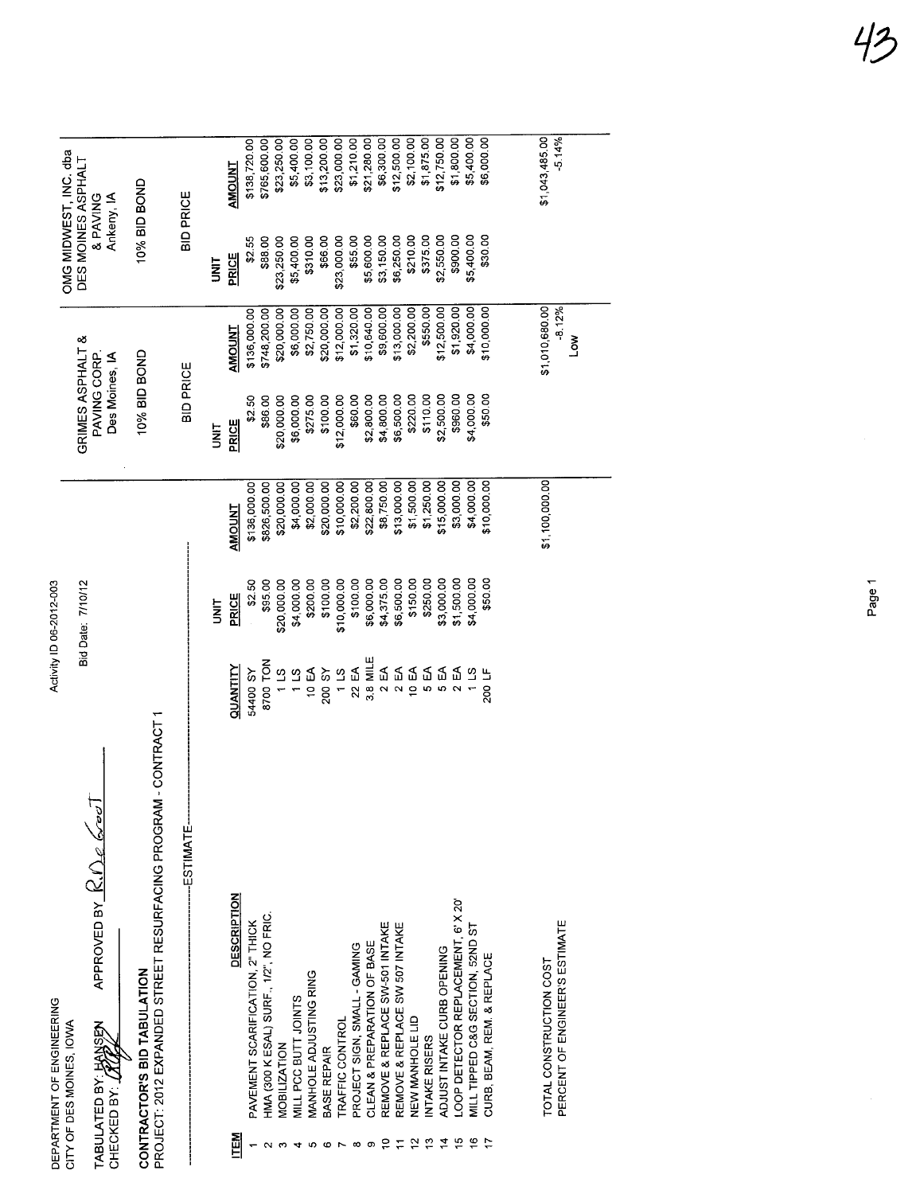DEPARTMENT OF ENGINEERING
CITY OF DES MOINES, IOWA

Activity ID 06-2012-003

Bid Date: 7/10/12

TABULATED BY: HANSEN APPROVED BY: R.J. DeGroot
CHECKED BY:

**CONTRACTOR'S BID TABULATION**
PROJECT: 2012 EXPANDED STREET RESURFACING PROGRAM - CONTRACT 1

| | | | ESTIMATE | | GRIMES ASPHALT & PAVING CORP. Des Moines, IA 10% BID BOND | | OMG MIDWEST, INC. dba DES MOINES ASPHALT & PAVING Ankeny, IA 10% BID BOND | |
|---|---|---|---|---|---|---|---|---|
| | | | | | BID PRICE | | BID PRICE | |
| ITEM | DESCRIPTION | QUANTITY | UNIT PRICE | AMOUNT | UNIT PRICE | AMOUNT | UNIT PRICE | AMOUNT |
| 1 | PAVEMENT SCARIFICATION, 2" THICK | 54400 SY | $2.50 | $136,000.00 | $2.50 | $136,000.00 | $2.55 | $138,720.00 |
| 2 | HMA (300 K ESAL) SURF., 1/2", NO FRIC. | 8700 TON | $95.00 | $826,500.00 | $86.00 | $748,200.00 | $88.00 | $765,600.00 |
| 3 | MOBILIZATION | 1 LS | $20,000.00 | $20,000.00 | $20,000.00 | $20,000.00 | $23,250.00 | $23,250.00 |
| 4 | MILL PCC BUTT JOINTS | 1 LS | $4,000.00 | $4,000.00 | $6,000.00 | $6,000.00 | $5,400.00 | $5,400.00 |
| 5 | MANHOLE ADJUSTING RING | 10 EA | $200.00 | $2,000.00 | $275.00 | $2,750.00 | $310.00 | $3,100.00 |
| 6 | BASE REPAIR | 200 SY | $100.00 | $20,000.00 | $100.00 | $20,000.00 | $66.00 | $13,200.00 |
| 7 | TRAFFIC CONTROL | 1 LS | $10,000.00 | $10,000.00 | $12,000.00 | $12,000.00 | $23,000.00 | $23,000.00 |
| 8 | PROJECT SIGN, SMALL - GAMING | 22 EA | $100.00 | $2,200.00 | $60.00 | $1,320.00 | $55.00 | $1,210.00 |
| 9 | CLEAN & PREPARATION OF BASE | 3.8 MILE | $6,000.00 | $22,800.00 | $2,800.00 | $10,640.00 | $5,600.00 | $21,280.00 |
| 10 | REMOVE & REPLACE SW-501 INTAKE | 2 EA | $4,375.00 | $8,750.00 | $4,800.00 | $9,600.00 | $3,150.00 | $6,300.00 |
| 11 | REMOVE & REPLACE SW 507 INTAKE | 2 EA | $6,500.00 | $13,000.00 | $6,500.00 | $13,000.00 | $6,250.00 | $12,500.00 |
| 12 | NEW MANHOLE LID | 10 EA | $150.00 | $1,500.00 | $220.00 | $2,200.00 | $210.00 | $2,100.00 |
| 13 | INTAKE RISERS | 5 EA | $250.00 | $1,250.00 | $110.00 | $550.00 | $375.00 | $1,875.00 |
| 14 | ADJUST INTAKE CURB OPENING | 5 EA | $3,000.00 | $15,000.00 | $2,500.00 | $12,500.00 | $2,550.00 | $12,750.00 |
| 15 | LOOP DETECTOR REPLACEMENT, 6' X 20' | 2 EA | $1,500.00 | $3,000.00 | $960.00 | $1,920.00 | $900.00 | $1,800.00 |
| 16 | MILL TIPPED C&G SECTION, 52ND ST | 1 LS | $4,000.00 | $4,000.00 | $4,000.00 | $4,000.00 | $5,400.00 | $5,400.00 |
| 17 | CURB, BEAM, REM. & REPLACE | 200 LF | $50.00 | $10,000.00 | $50.00 | $10,000.00 | $30.00 | $6,000.00 |
| | TOTAL CONSTRUCTION COST | | | $1,100,000.00 | | $1,010,680.00 | | $1,043,485.00 |
| | PERCENT OF ENGINEER'S ESTIMATE | | | | | -8.12% | | -5.14% |
| | | | | | | Low | | |